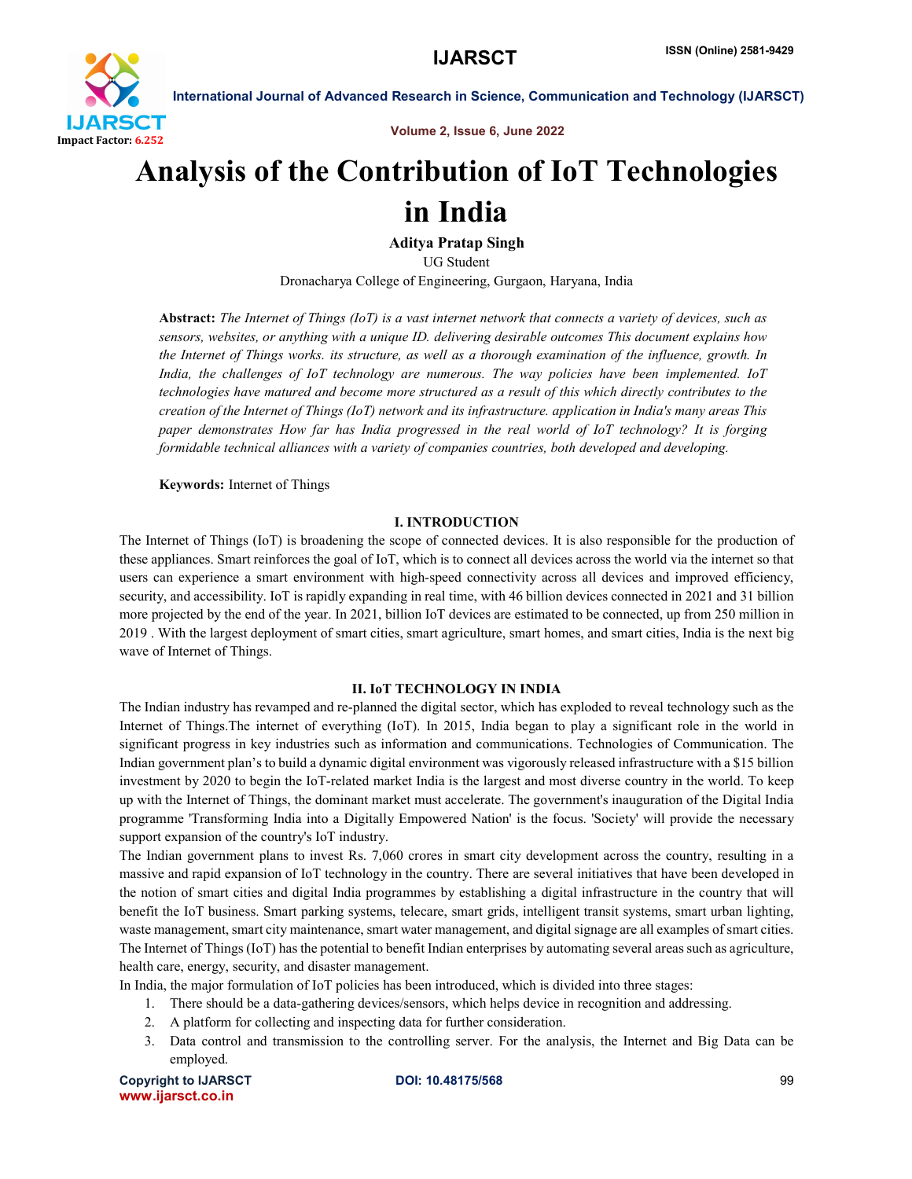# Analysis of the Contribution of IoT Technologies in India

**Aditya Pratap Singh**

UG Student

Dronacharya College of Engineering, Gurgaon, Haryana, India

**Abstract:** *The Internet of Things (IoT) is a vast internet network that connects a variety of devices, such as sensors, websites, or anything with a unique ID. delivering desirable outcomes This document explains how the Internet of Things works. its structure, as well as a thorough examination of the influence, growth. In India, the challenges of IoT technology are numerous. The way policies have been implemented. IoT technologies have matured and become more structured as a result of this which directly contributes to the creation of the Internet of Things (IoT) network and its infrastructure. application in India's many areas This paper demonstrates How far has India progressed in the real world of IoT technology? It is forging formidable technical alliances with a variety of companies countries, both developed and developing.*

**Keywords:** Internet of Things

## I. INTRODUCTION

The Internet of Things (IoT) is broadening the scope of connected devices. It is also responsible for the production of these appliances. Smart reinforces the goal of IoT, which is to connect all devices across the world via the internet so that users can experience a smart environment with high-speed connectivity across all devices and improved efficiency, security, and accessibility. IoT is rapidly expanding in real time, with 46 billion devices connected in 2021 and 31 billion more projected by the end of the year. In 2021, billion IoT devices are estimated to be connected, up from 250 million in 2019 . With the largest deployment of smart cities, smart agriculture, smart homes, and smart cities, India is the next big wave of Internet of Things.

## II. IoT TECHNOLOGY IN INDIA

The Indian industry has revamped and re-planned the digital sector, which has exploded to reveal technology such as the Internet of Things.The internet of everything (IoT). In 2015, India began to play a significant role in the world in significant progress in key industries such as information and communications. Technologies of Communication. The Indian government plan's to build a dynamic digital environment was vigorously released infrastructure with a $15 billion investment by 2020 to begin the IoT-related market India is the largest and most diverse country in the world. To keep up with the Internet of Things, the dominant market must accelerate. The government's inauguration of the Digital India programme 'Transforming India into a Digitally Empowered Nation' is the focus. 'Society' will provide the necessary support expansion of the country's IoT industry.

The Indian government plans to invest Rs. 7,060 crores in smart city development across the country, resulting in a massive and rapid expansion of IoT technology in the country. There are several initiatives that have been developed in the notion of smart cities and digital India programmes by establishing a digital infrastructure in the country that will benefit the IoT business. Smart parking systems, telecare, smart grids, intelligent transit systems, smart urban lighting, waste management, smart city maintenance, smart water management, and digital signage are all examples of smart cities. The Internet of Things (IoT) has the potential to benefit Indian enterprises by automating several areas such as agriculture, health care, energy, security, and disaster management.

In India, the major formulation of IoT policies has been introduced, which is divided into three stages:

1. There should be a data-gathering devices/sensors, which helps device in recognition and addressing.
2. A platform for collecting and inspecting data for further consideration.
3. Data control and transmission to the controlling server. For the analysis, the Internet and Big Data can be employed.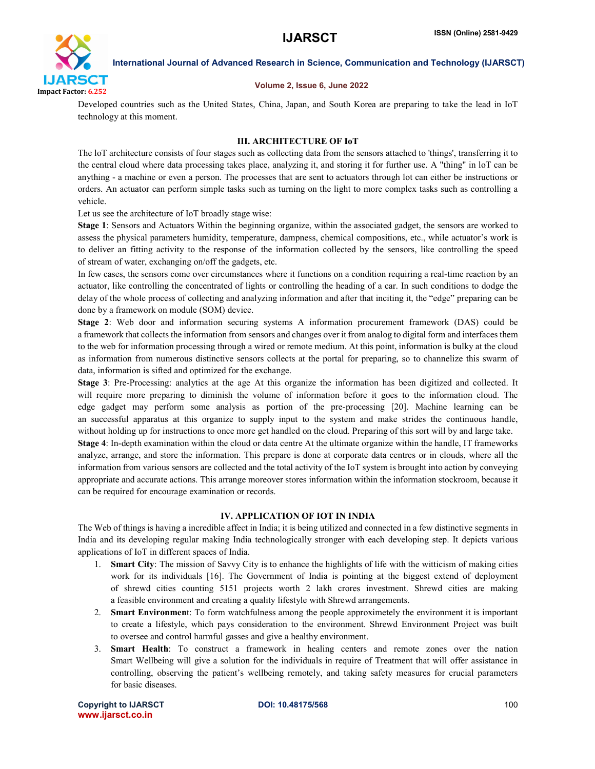Developed countries such as the United States, China, Japan, and South Korea are preparing to take the lead in IoT technology at this moment.

## III. ARCHITECTURE OF IoT

The loT architecture consists of four stages such as collecting data from the sensors attached to 'things', transferring it to the central cloud where data processing takes place, analyzing it, and storing it for further use. A "thing" in loT can be anything - a machine or even a person. The processes that are sent to actuators through lot can either be instructions or orders. An actuator can perform simple tasks such as turning on the light to more complex tasks such as controlling a vehicle.

Let us see the architecture of IoT broadly stage wise:

**Stage 1**: Sensors and Actuators Within the beginning organize, within the associated gadget, the sensors are worked to assess the physical parameters humidity, temperature, dampness, chemical compositions, etc., while actuator's work is to deliver an fitting activity to the response of the information collected by the sensors, like controlling the speed of stream of water, exchanging on/off the gadgets, etc.

In few cases, the sensors come over circumstances where it functions on a condition requiring a real-time reaction by an actuator, like controlling the concentrated of lights or controlling the heading of a car. In such conditions to dodge the delay of the whole process of collecting and analyzing information and after that inciting it, the "edge" preparing can be done by a framework on module (SOM) device.

**Stage 2**: Web door and information securing systems A information procurement framework (DAS) could be a framework that collects the information from sensors and changes over it from analog to digital form and interfaces them to the web for information processing through a wired or remote medium. At this point, information is bulky at the cloud as information from numerous distinctive sensors collects at the portal for preparing, so to channelize this swarm of data, information is sifted and optimized for the exchange.

**Stage 3**: Pre-Processing: analytics at the age At this organize the information has been digitized and collected. It will require more preparing to diminish the volume of information before it goes to the information cloud. The edge gadget may perform some analysis as portion of the pre-processing [20]. Machine learning can be an successful apparatus at this organize to supply input to the system and make strides the continuous handle, without holding up for instructions to once more get handled on the cloud. Preparing of this sort will by and large take.

**Stage 4**: In-depth examination within the cloud or data centre At the ultimate organize within the handle, IT frameworks analyze, arrange, and store the information. This prepare is done at corporate data centres or in clouds, where all the information from various sensors are collected and the total activity of the IoT system is brought into action by conveying appropriate and accurate actions. This arrange moreover stores information within the information stockroom, because it can be required for encourage examination or records.

## IV. APPLICATION OF IOT IN INDIA

The Web of things is having a incredible affect in India; it is being utilized and connected in a few distinctive segments in India and its developing regular making India technologically stronger with each developing step. It depicts various applications of IoT in different spaces of India.

1. **Smart City**: The mission of Savvy City is to enhance the highlights of life with the witticism of making cities work for its individuals [16]. The Government of India is pointing at the biggest extend of deployment of shrewd cities counting 5151 projects worth 2 lakh crores investment. Shrewd cities are making a feasible environment and creating a quality lifestyle with Shrewd arrangements.
2. **Smart Environmen**t: To form watchfulness among the people approximetely the environment it is important to create a lifestyle, which pays consideration to the environment. Shrewd Environment Project was built to oversee and control harmful gasses and give a healthy environment.
3. **Smart Health**: To construct a framework in healing centers and remote zones over the nation Smart Wellbeing will give a solution for the individuals in require of Treatment that will offer assistance in controlling, observing the patient's wellbeing remotely, and taking safety measures for crucial parameters for basic diseases.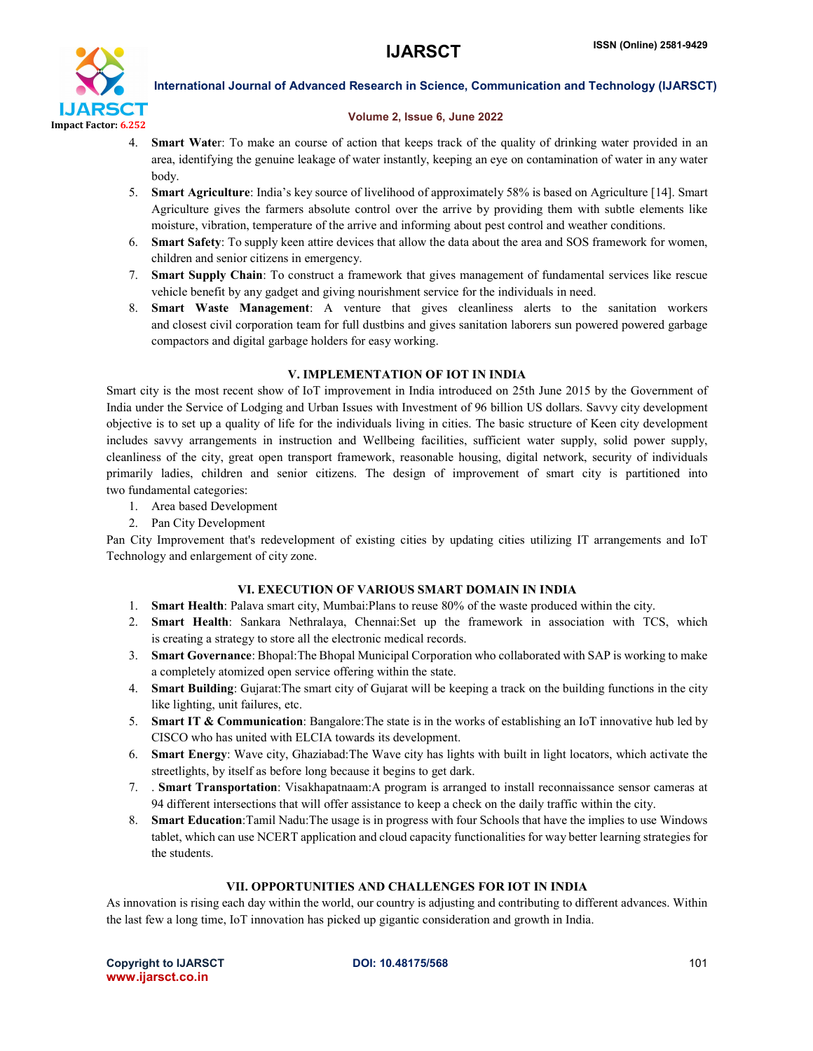4. **Smart Water**: To make an course of action that keeps track of the quality of drinking water provided in an area, identifying the genuine leakage of water instantly, keeping an eye on contamination of water in any water body.
5. **Smart Agriculture**: India's key source of livelihood of approximately 58% is based on Agriculture [14]. Smart Agriculture gives the farmers absolute control over the arrive by providing them with subtle elements like moisture, vibration, temperature of the arrive and informing about pest control and weather conditions.
6. **Smart Safety**: To supply keen attire devices that allow the data about the area and SOS framework for women, children and senior citizens in emergency.
7. **Smart Supply Chain**: To construct a framework that gives management of fundamental services like rescue vehicle benefit by any gadget and giving nourishment service for the individuals in need.
8. **Smart Waste Management**: A venture that gives cleanliness alerts to the sanitation workers and closest civil corporation team for full dustbins and gives sanitation laborers sun powered powered garbage compactors and digital garbage holders for easy working.

## V. IMPLEMENTATION OF IOT IN INDIA

Smart city is the most recent show of IoT improvement in India introduced on 25th June 2015 by the Government of India under the Service of Lodging and Urban Issues with Investment of 96 billion US dollars. Savvy city development objective is to set up a quality of life for the individuals living in cities. The basic structure of Keen city development includes savvy arrangements in instruction and Wellbeing facilities, sufficient water supply, solid power supply, cleanliness of the city, great open transport framework, reasonable housing, digital network, security of individuals primarily ladies, children and senior citizens. The design of improvement of smart city is partitioned into two fundamental categories:

1. Area based Development
2. Pan City Development

Pan City Improvement that's redevelopment of existing cities by updating cities utilizing IT arrangements and IoT Technology and enlargement of city zone.

## VI. EXECUTION OF VARIOUS SMART DOMAIN IN INDIA

1. **Smart Health**: Palava smart city, Mumbai:Plans to reuse 80% of the waste produced within the city.
2. **Smart Health**: Sankara Nethralaya, Chennai:Set up the framework in association with TCS, which is creating a strategy to store all the electronic medical records.
3. **Smart Governance**: Bhopal:The Bhopal Municipal Corporation who collaborated with SAP is working to make a completely atomized open service offering within the state.
4. **Smart Building**: Gujarat:The smart city of Gujarat will be keeping a track on the building functions in the city like lighting, unit failures, etc.
5. **Smart IT & Communication**: Bangalore:The state is in the works of establishing an IoT innovative hub led by CISCO who has united with ELCIA towards its development.
6. **Smart Energy**: Wave city, Ghaziabad:The Wave city has lights with built in light locators, which activate the streetlights, by itself as before long because it begins to get dark.
7. . **Smart Transportation**: Visakhapatnaam:A program is arranged to install reconnaissance sensor cameras at 94 different intersections that will offer assistance to keep a check on the daily traffic within the city.
8. **Smart Education**:Tamil Nadu:The usage is in progress with four Schools that have the implies to use Windows tablet, which can use NCERT application and cloud capacity functionalities for way better learning strategies for the students.

## VII. OPPORTUNITIES AND CHALLENGES FOR IOT IN INDIA

As innovation is rising each day within the world, our country is adjusting and contributing to different advances. Within the last few a long time, IoT innovation has picked up gigantic consideration and growth in India.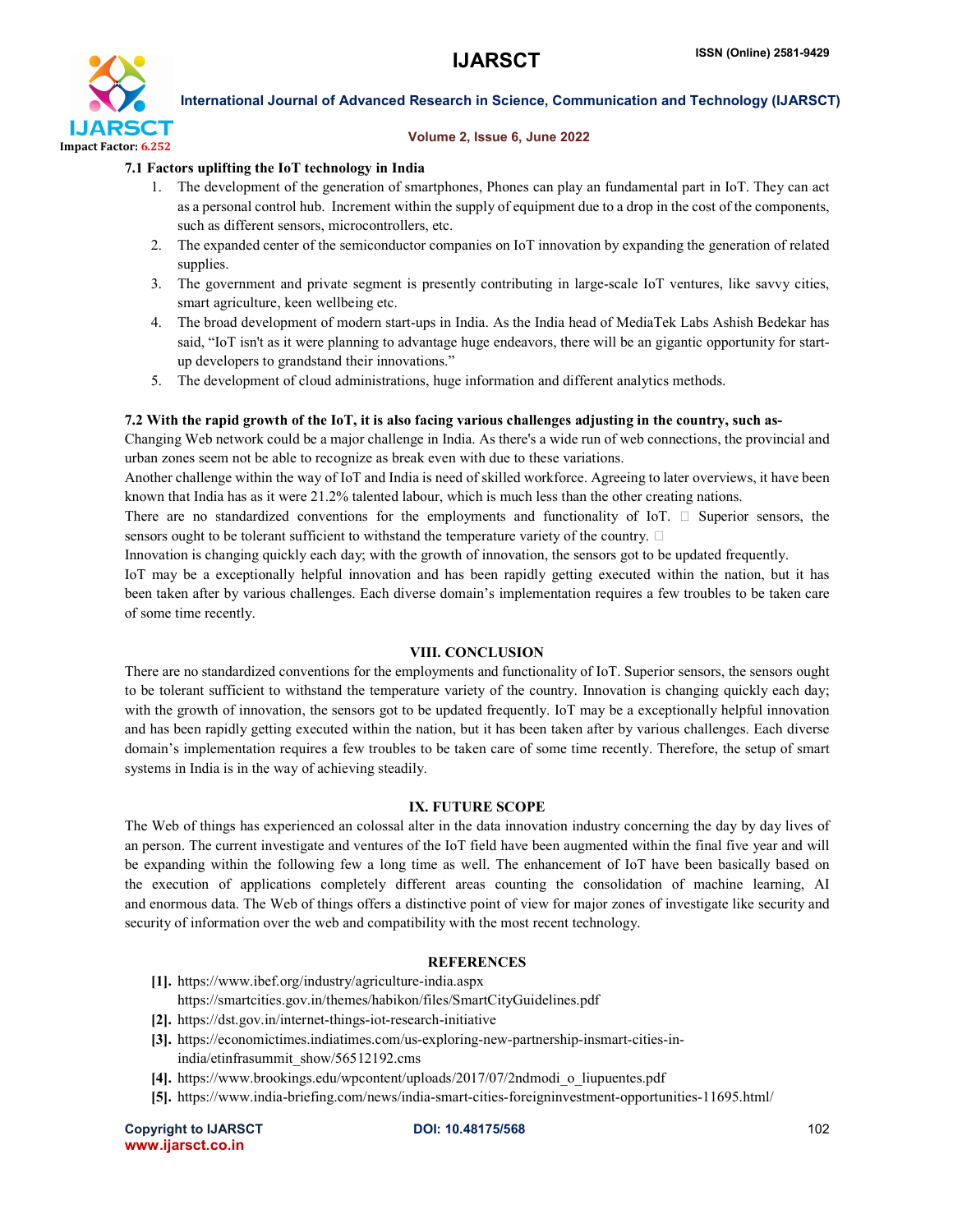### 7.1 Factors uplifting the IoT technology in India

1. The development of the generation of smartphones, Phones can play an fundamental part in IoT. They can act as a personal control hub. Increment within the supply of equipment due to a drop in the cost of the components, such as different sensors, microcontrollers, etc.
2. The expanded center of the semiconductor companies on IoT innovation by expanding the generation of related supplies.
3. The government and private segment is presently contributing in large-scale IoT ventures, like savvy cities, smart agriculture, keen wellbeing etc.
4. The broad development of modern start-ups in India. As the India head of MediaTek Labs Ashish Bedekar has said, "IoT isn't as it were planning to advantage huge endeavors, there will be an gigantic opportunity for start-up developers to grandstand their innovations."
5. The development of cloud administrations, huge information and different analytics methods.

### 7.2 With the rapid growth of the IoT, it is also facing various challenges adjusting in the country, such as-

Changing Web network could be a major challenge in India. As there's a wide run of web connections, the provincial and urban zones seem not be able to recognize as break even with due to these variations.

Another challenge within the way of IoT and India is need of skilled workforce. Agreeing to later overviews, it have been known that India has as it were 21.2% talented labour, which is much less than the other creating nations.

There are no standardized conventions for the employments and functionality of IoT.  Superior sensors, the sensors ought to be tolerant sufficient to withstand the temperature variety of the country. 

Innovation is changing quickly each day; with the growth of innovation, the sensors got to be updated frequently.

IoT may be a exceptionally helpful innovation and has been rapidly getting executed within the nation, but it has been taken after by various challenges. Each diverse domain's implementation requires a few troubles to be taken care of some time recently.

## VIII. CONCLUSION

There are no standardized conventions for the employments and functionality of IoT. Superior sensors, the sensors ought to be tolerant sufficient to withstand the temperature variety of the country. Innovation is changing quickly each day; with the growth of innovation, the sensors got to be updated frequently. IoT may be a exceptionally helpful innovation and has been rapidly getting executed within the nation, but it has been taken after by various challenges. Each diverse domain's implementation requires a few troubles to be taken care of some time recently. Therefore, the setup of smart systems in India is in the way of achieving steadily.

## IX. FUTURE SCOPE

The Web of things has experienced an colossal alter in the data innovation industry concerning the day by day lives of an person. The current investigate and ventures of the IoT field have been augmented within the final five year and will be expanding within the following few a long time as well. The enhancement of IoT have been basically based on the execution of applications completely different areas counting the consolidation of machine learning, AI and enormous data. The Web of things offers a distinctive point of view for major zones of investigate like security and security of information over the web and compatibility with the most recent technology.

## REFERENCES

**[1].** https://www.ibef.org/industry/agriculture-india.aspx
https://smartcities.gov.in/themes/habikon/files/SmartCityGuidelines.pdf

**[2].** https://dst.gov.in/internet-things-iot-research-initiative

**[3].** https://economictimes.indiatimes.com/us-exploring-new-partnership-insmart-cities-in-india/etinfrasummit_show/56512192.cms

**[4].** https://www.brookings.edu/wpcontent/uploads/2017/07/2ndmodi_o_liupuentes.pdf

**[5].** https://www.india-briefing.com/news/india-smart-cities-foreigninvestment-opportunities-11695.html/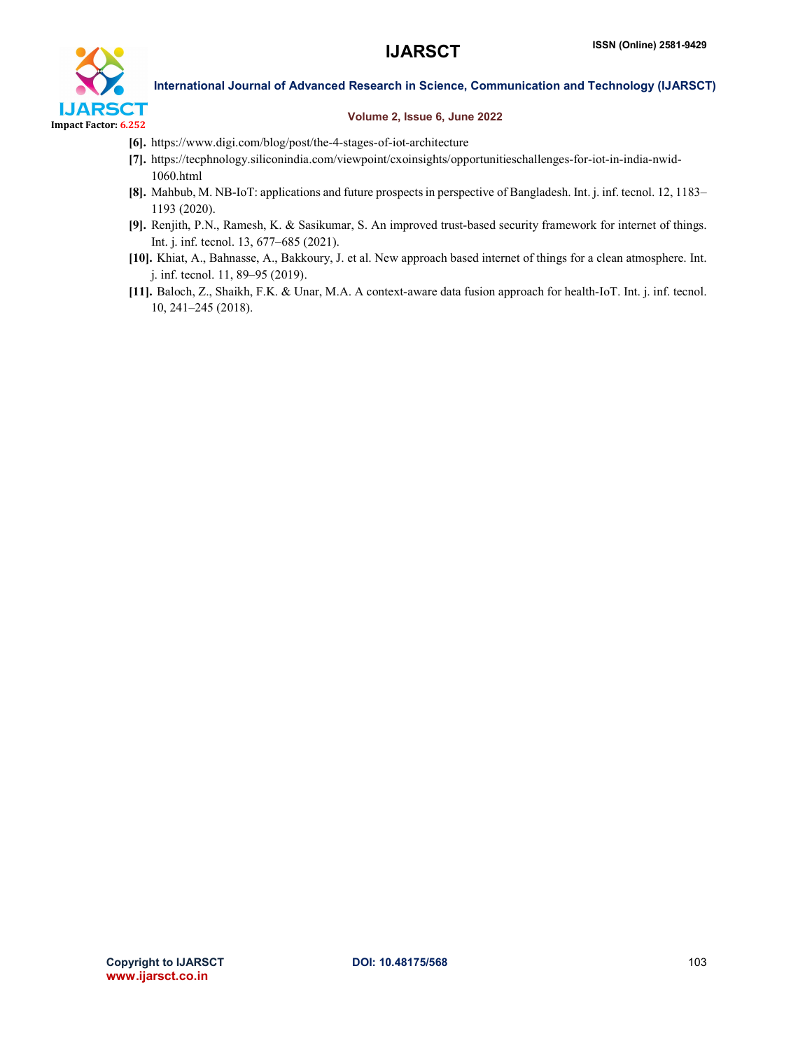[6]. https://www.digi.com/blog/post/the-4-stages-of-iot-architecture

[7]. https://tecphnology.siliconindia.com/viewpoint/cxoinsights/opportunitieschallenges-for-iot-in-india-nwid-1060.html

[8]. Mahbub, M. NB-IoT: applications and future prospects in perspective of Bangladesh. Int. j. inf. tecnol. 12, 1183–1193 (2020).

[9]. Renjith, P.N., Ramesh, K. & Sasikumar, S. An improved trust-based security framework for internet of things. Int. j. inf. tecnol. 13, 677–685 (2021).

[10]. Khiat, A., Bahnasse, A., Bakkoury, J. et al. New approach based internet of things for a clean atmosphere. Int. j. inf. tecnol. 11, 89–95 (2019).

[11]. Baloch, Z., Shaikh, F.K. & Unar, M.A. A context-aware data fusion approach for health-IoT. Int. j. inf. tecnol. 10, 241–245 (2018).